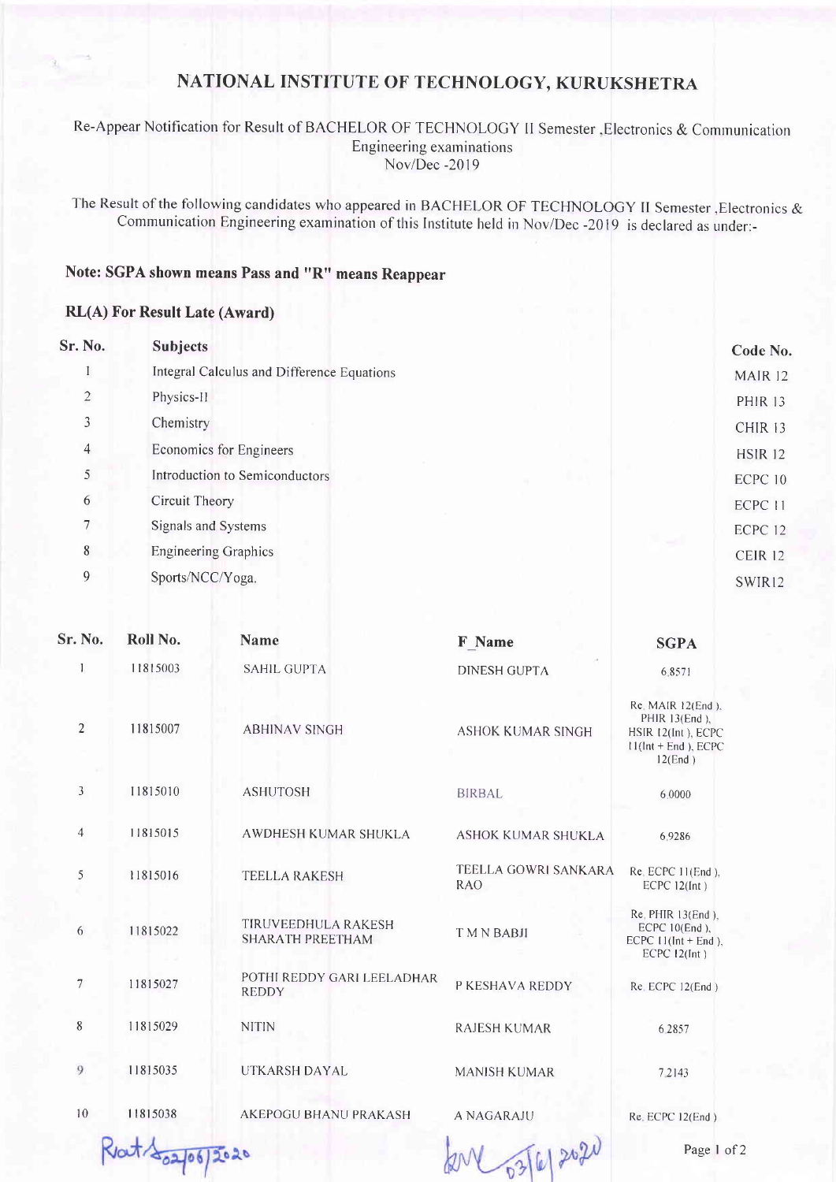# NATIONAL INSTITUTE OF TECHNOLOGY, KURUKSHETRA

Re-Appear Notification for Result of BACHELOR OF TECHNOLOGY II Semester ,Electronics & Communication Engineering examinations
Nov/Dec -2019

The Result of the following candidates who appeared in BACHELOR OF TECHNOLOGY II Semester ,Electronics & Communication Engineering examination of this Institute held in Nov/Dec -2019 is declared as under:-

**Note: SGPA shown means Pass and "R" means Reappear**

**RL(A) For Result Late (Award)**

| Sr. No. | Subjects | Code No. |
|---|---|---|
| 1 | Integral Calculus and Difference Equations | MAIR 12 |
| 2 | Physics-II | PHIR 13 |
| 3 | Chemistry | CHIR 13 |
| 4 | Economics for Engineers | HSIR 12 |
| 5 | Introduction to Semiconductors | ECPC 10 |
| 6 | Circuit Theory | ECPC 11 |
| 7 | Signals and Systems | ECPC 12 |
| 8 | Engineering Graphics | CEIR 12 |
| 9 | Sports/NCC/Yoga. | SWIR12 |

| Sr. No. | Roll No. | Name | F_Name | SGPA |
|---|---|---|---|---|
| 1 | 11815003 | SAHIL GUPTA | DINESH GUPTA | 6.8571 |
| 2 | 11815007 | ABHINAV SINGH | ASHOK KUMAR SINGH | Re. MAIR 12(End ), PHIR 13(End ), HSIR 12(Int ), ECPC 11(Int + End ), ECPC 12(End ) |
| 3 | 11815010 | ASHUTOSH | BIRBAL | 6.0000 |
| 4 | 11815015 | AWDHESH KUMAR SHUKLA | ASHOK KUMAR SHUKLA | 6.9286 |
| 5 | 11815016 | TEELLA RAKESH | TEELLA GOWRI SANKARA RAO | Re. ECPC 11(End ), ECPC 12(Int ) |
| 6 | 11815022 | TIRUVEEDHULA RAKESH SHARATH PREETHAM | T M N BABJI | Re. PHIR 13(End ), ECPC 10(End ), ECPC 11(Int + End ), ECPC 12(Int ) |
| 7 | 11815027 | POTHI REDDY GARI LEELADHAR REDDY | P KESHAVA REDDY | Re. ECPC 12(End ) |
| 8 | 11815029 | NITIN | RAJESH KUMAR | 6.2857 |
| 9 | 11815035 | UTKARSH DAYAL | MANISH KUMAR | 7.2143 |
| 10 | 11815038 | AKEPOGU BHANU PRAKASH | A NAGARAJU | Re. ECPC 12(End ) |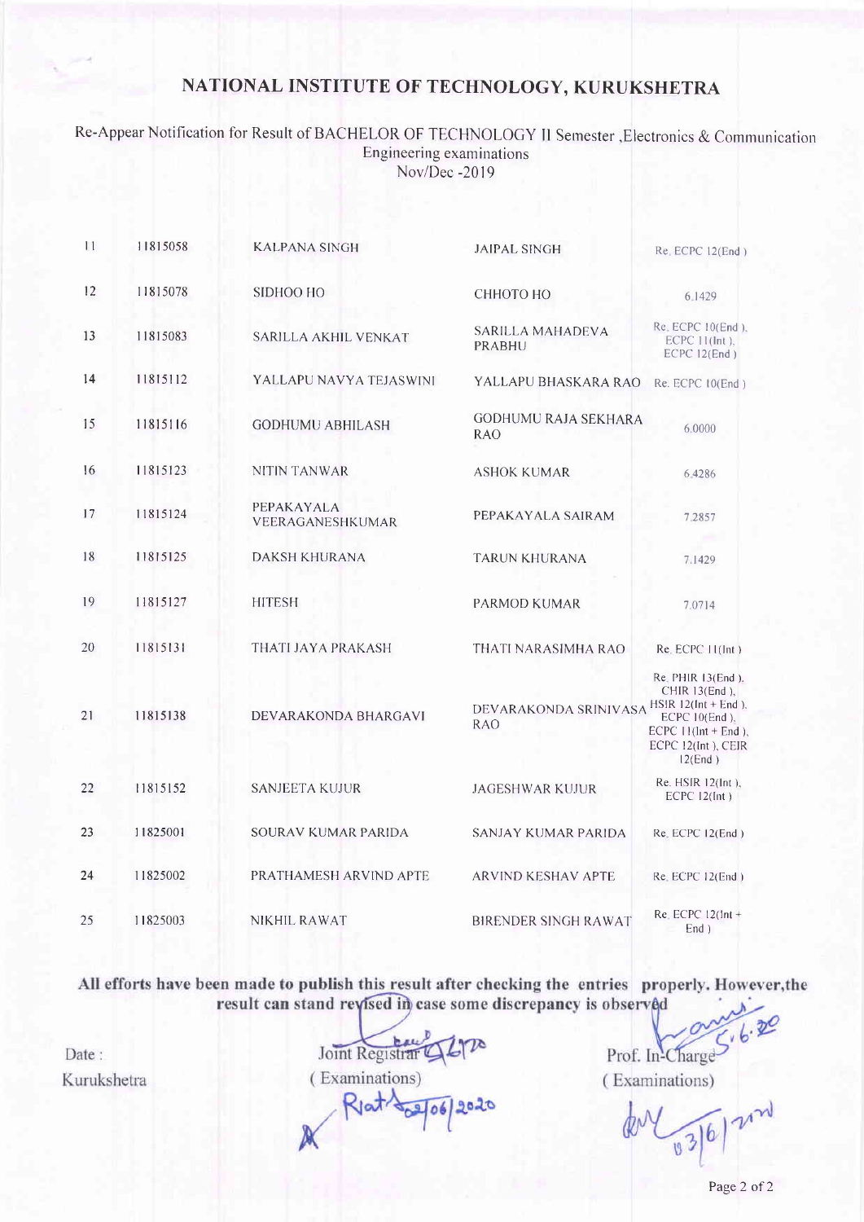# NATIONAL INSTITUTE OF TECHNOLOGY, KURUKSHETRA

Re-Appear Notification for Result of BACHELOR OF TECHNOLOGY II Semester ,Electronics & Communication Engineering examinations Nov/Dec -2019

| | | | | |
|---|---|---|---|---|
| 11 | 11815058 | KALPANA SINGH | JAIPAL SINGH | Re. ECPC 12(End ) |
| 12 | 11815078 | SIDHOO HO | CHHOTO HO | 6.1429 |
| 13 | 11815083 | SARILLA AKHIL VENKAT | SARILLA MAHADEVA PRABHU | Re. ECPC 10(End ), ECPC 11(Int ), ECPC 12(End ) |
| 14 | 11815112 | YALLAPU NAVYA TEJASWINI | YALLAPU BHASKARA RAO | Re. ECPC 10(End ) |
| 15 | 11815116 | GODHUMU ABHILASH | GODHUMU RAJA SEKHARA RAO | 6.0000 |
| 16 | 11815123 | NITIN TANWAR | ASHOK KUMAR | 6.4286 |
| 17 | 11815124 | PEPAKAYALA VEERAGANESHKUMAR | PEPAKAYALA SAIRAM | 7.2857 |
| 18 | 11815125 | DAKSH KHURANA | TARUN KHURANA | 7.1429 |
| 19 | 11815127 | HITESH | PARMOD KUMAR | 7.0714 |
| 20 | 11815131 | THATI JAYA PRAKASH | THATI NARASIMHA RAO | Re. ECPC 11(Int ) |
| 21 | 11815138 | DEVARAKONDA BHARGAVI | DEVARAKONDA SRINIVASA RAO | Re. PHIR 13(End ), CHIR 13(End ), HSIR 12(Int + End ), ECPC 10(End ), ECPC 11(Int + End ), ECPC 12(Int ), CEIR 12(End ) |
| 22 | 11815152 | SANJEETA KUJUR | JAGESHWAR KUJUR | Re. HSIR 12(Int ), ECPC 12(Int ) |
| 23 | 11825001 | SOURAV KUMAR PARIDA | SANJAY KUMAR PARIDA | Re. ECPC 12(End ) |
| 24 | 11825002 | PRATHAMESH ARVIND APTE | ARVIND KESHAV APTE | Re. ECPC 12(End ) |
| 25 | 11825003 | NIKHIL RAWAT | BIRENDER SINGH RAWAT | Re. ECPC 12(Int + End ) |

**All efforts have been made to publish this result after checking the entries properly. However,the result can stand revised in case some discrepancy is observed**

Date :

Kurukshetra

Joint Registrar 5/6/20
( Examinations)
Rat 02/06/2020

Prof. In-Charge 5.6.20
( Examinations)
03/6/2020